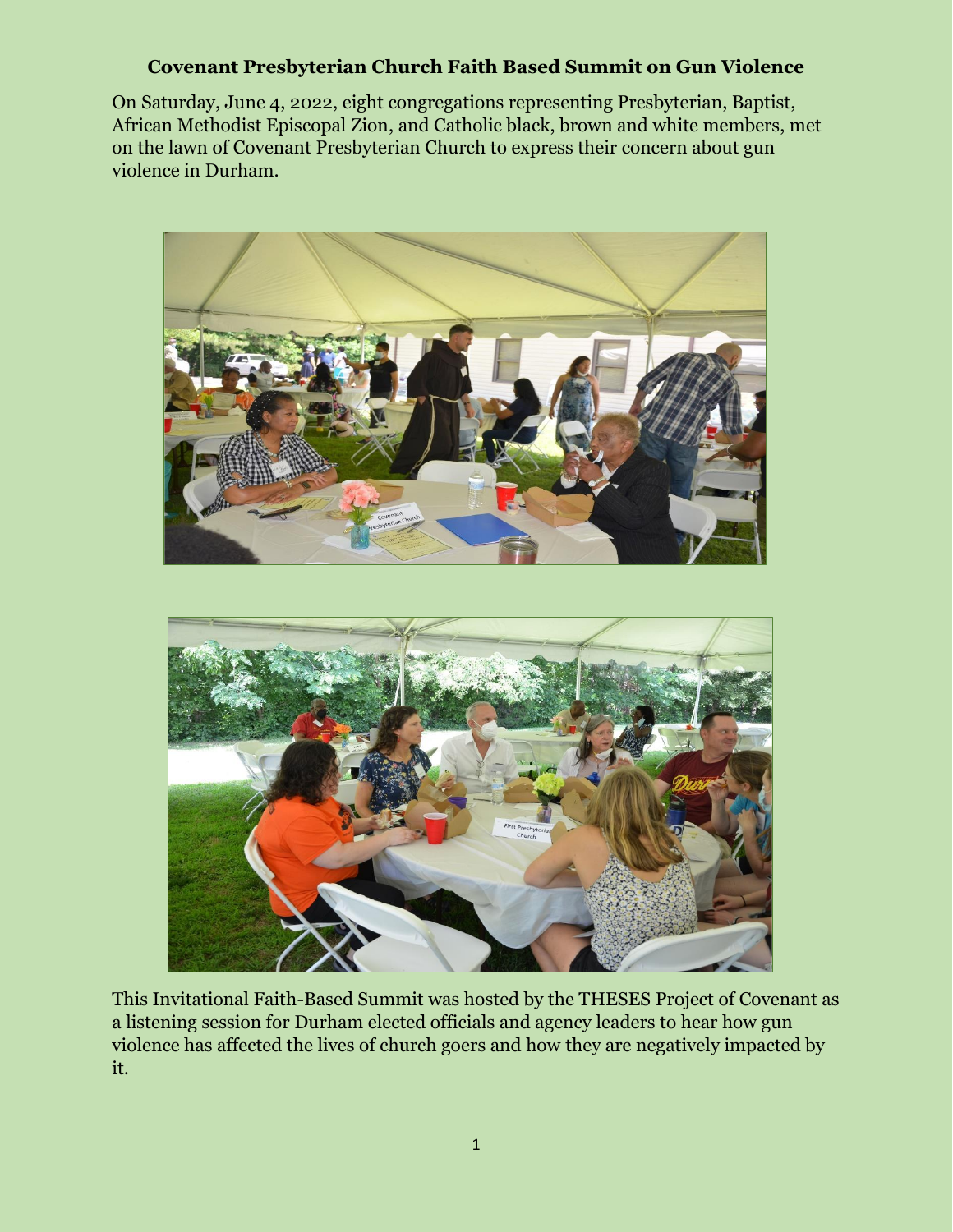**Covenant Presbyterian Church Faith Based Summit on Gun Violence**

On Saturday, June 4, 2022, eight congregations representing Presbyterian, Baptist, African Methodist Episcopal Zion, and Catholic black, brown and white members, met on the lawn of Covenant Presbyterian Church to express their concern about gun violence in Durham.

This Invitational Faith-Based Summit was hosted by the THESES Project of Covenant as a listening session for Durham elected officials and agency leaders to hear how gun violence has affected the lives of church goers and how they are negatively impacted by it.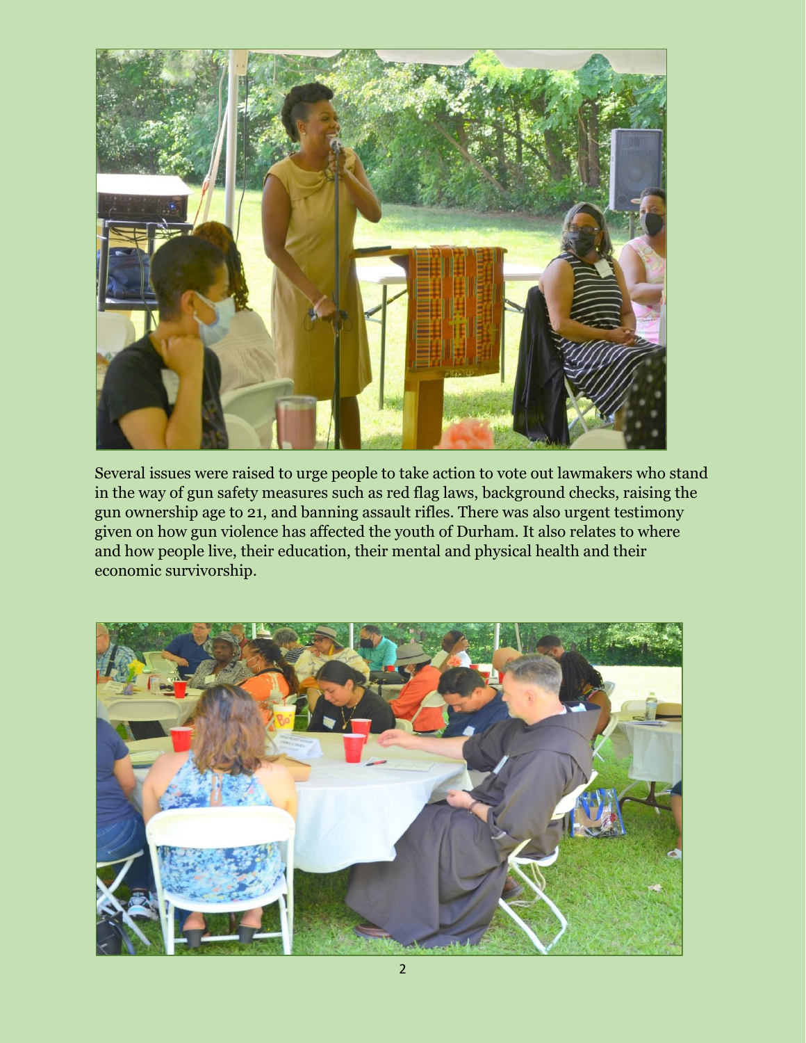Several issues were raised to urge people to take action to vote out lawmakers who stand in the way of gun safety measures such as red flag laws, background checks, raising the gun ownership age to 21, and banning assault rifles. There was also urgent testimony given on how gun violence has affected the youth of Durham. It also relates to where and how people live, their education, their mental and physical health and their economic survivorship.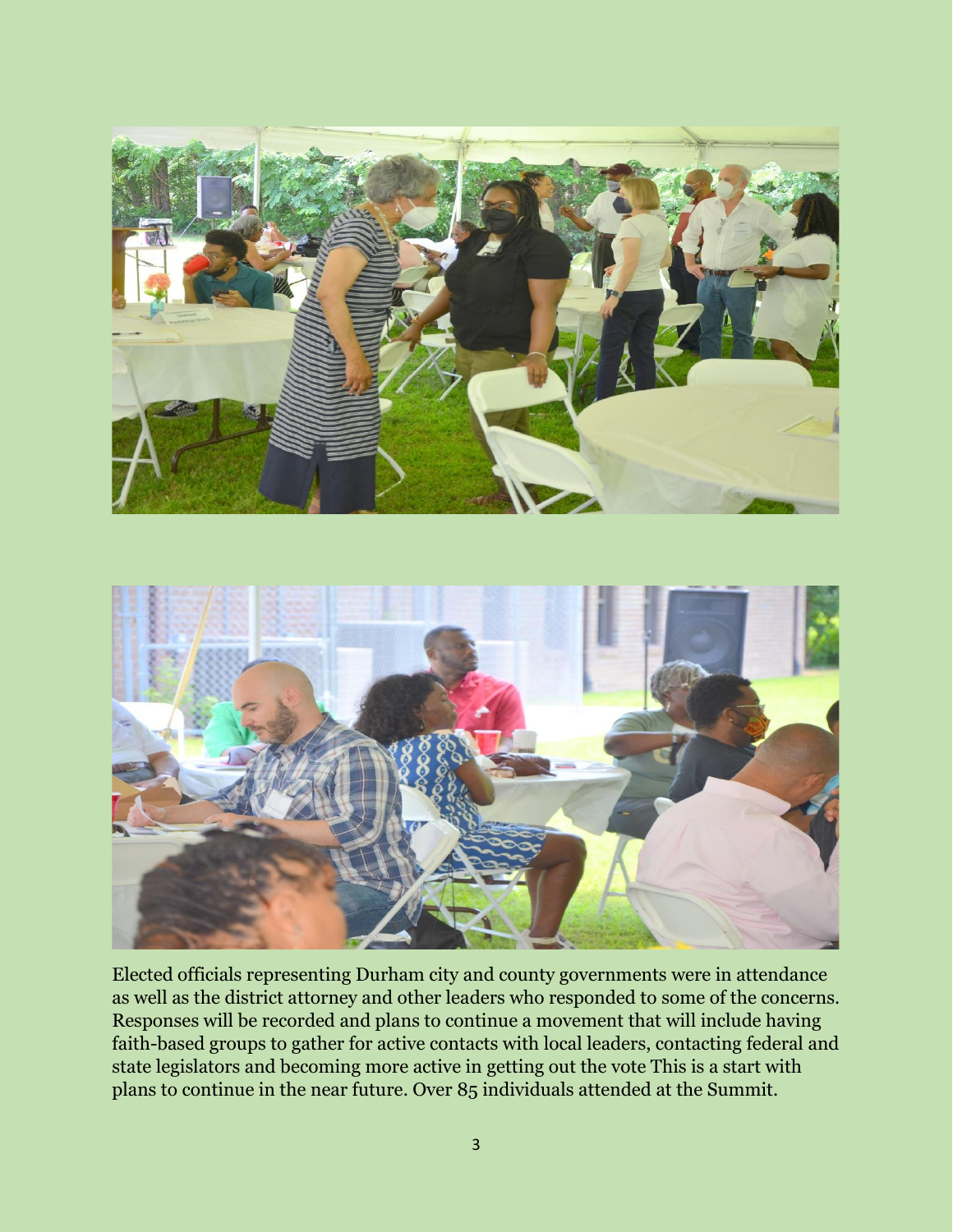Elected officials representing Durham city and county governments were in attendance as well as the district attorney and other leaders who responded to some of the concerns. Responses will be recorded and plans to continue a movement that will include having faith-based groups to gather for active contacts with local leaders, contacting federal and state legislators and becoming more active in getting out the vote This is a start with plans to continue in the near future. Over 85 individuals attended at the Summit.